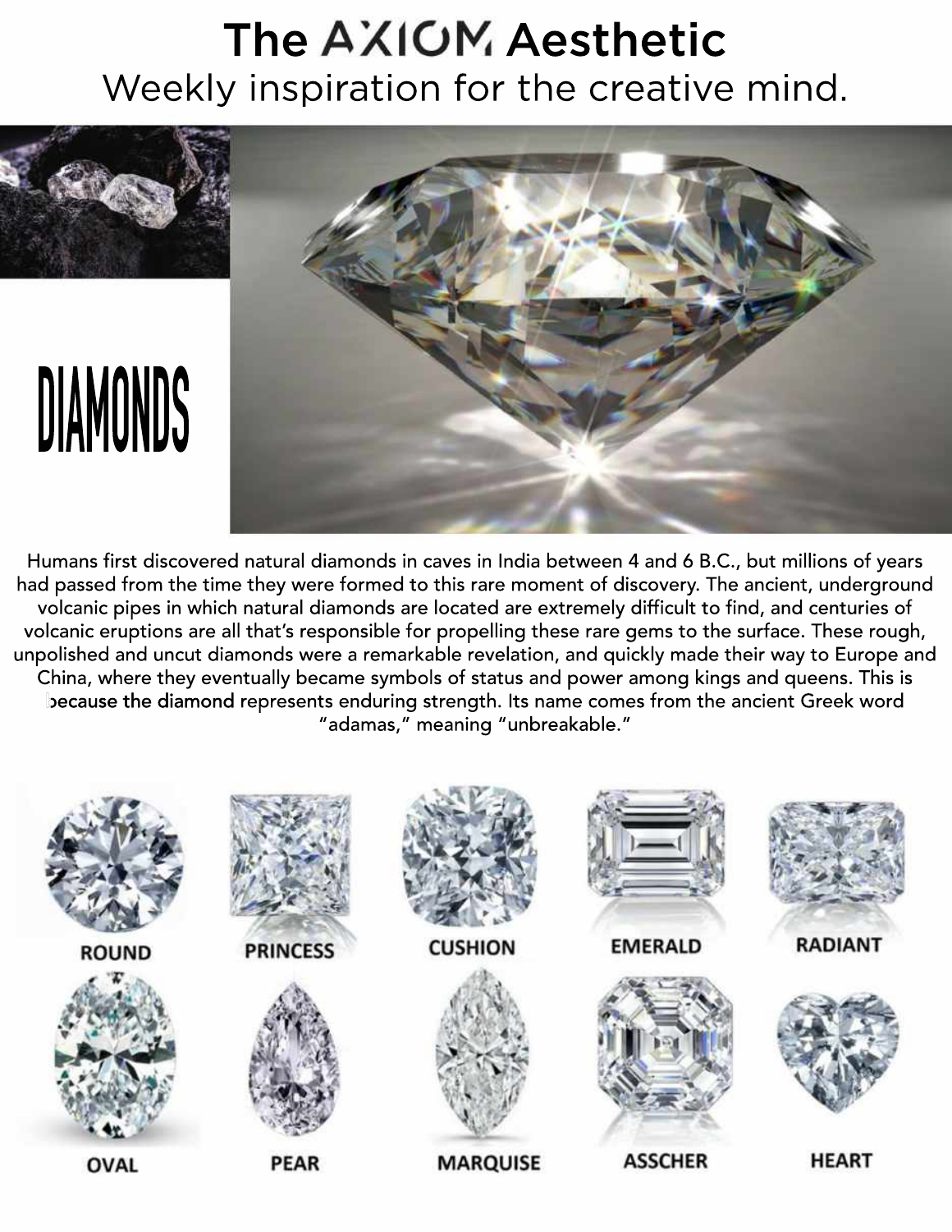# The AXIOM Aesthetic

Weekly inspiration for the creative mind.

## DIAMONDS

Humans first discovered natural diamonds in caves in India between 4 and 6 B.C., but millions of years had passed from the time they were formed to this rare moment of discovery. The ancient, underground volcanic pipes in which natural diamonds are located are extremely difficult to find, and centuries of volcanic eruptions are all that's responsible for propelling these rare gems to the surface. These rough, unpolished and uncut diamonds were a remarkable revelation, and quickly made their way to Europe and China, where they eventually became symbols of status and power among kings and queens. This is because the diamond represents enduring strength. Its name comes from the ancient Greek word "adamas," meaning "unbreakable."

ROUND PRINCESS CUSHION EMERALD RADIANT

OVAL PEAR MARQUISE ASSCHER HEART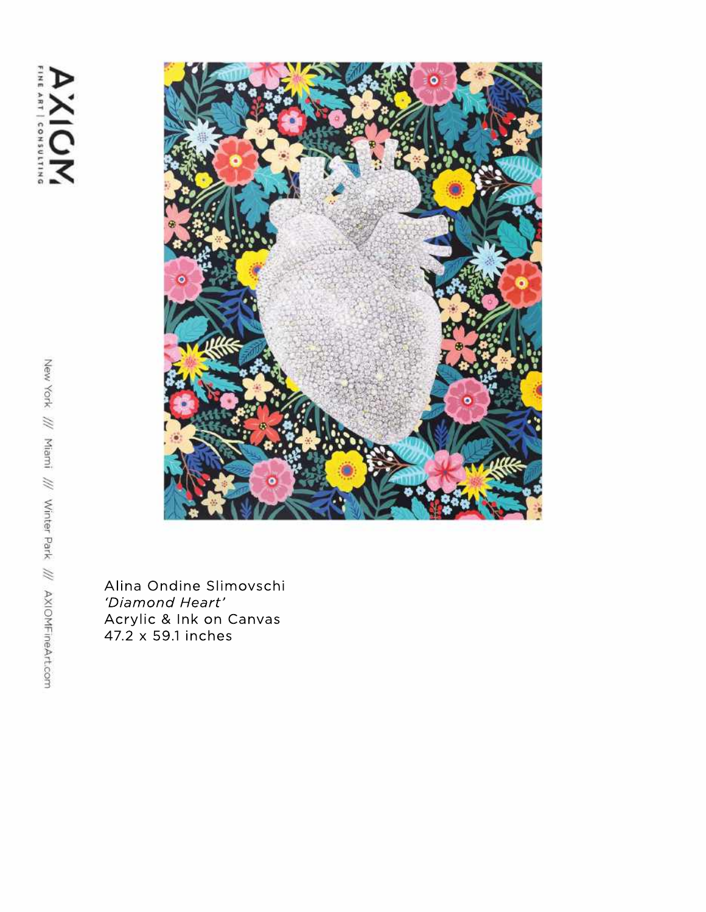Alina Ondine Slimovschi
*'Diamond Heart'*
Acrylic & Ink on Canvas
47.2 x 59.1 inches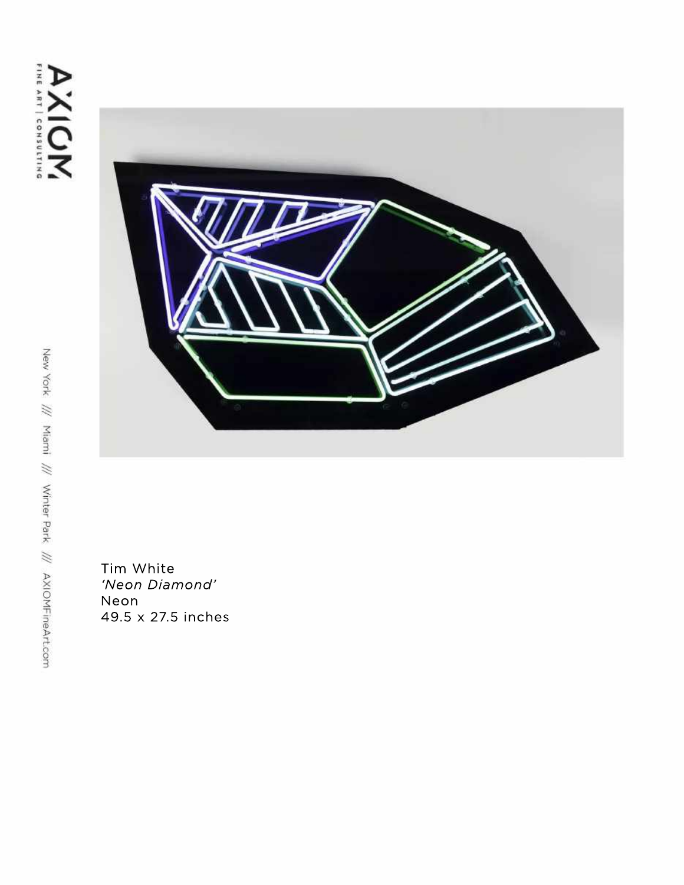Tim White
*'Neon Diamond'*
Neon
49.5 x 27.5 inches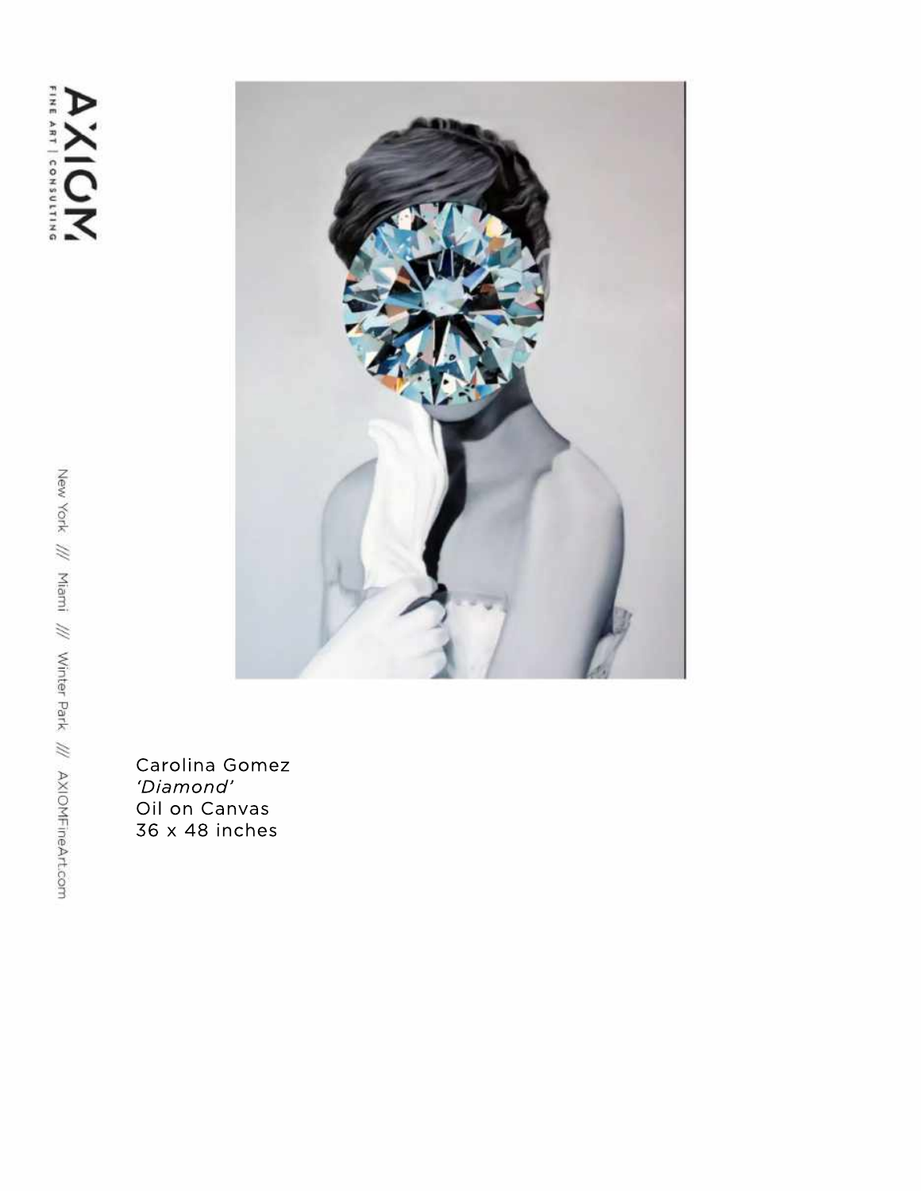Carolina Gomez
*'Diamond'*
Oil on Canvas
36 x 48 inches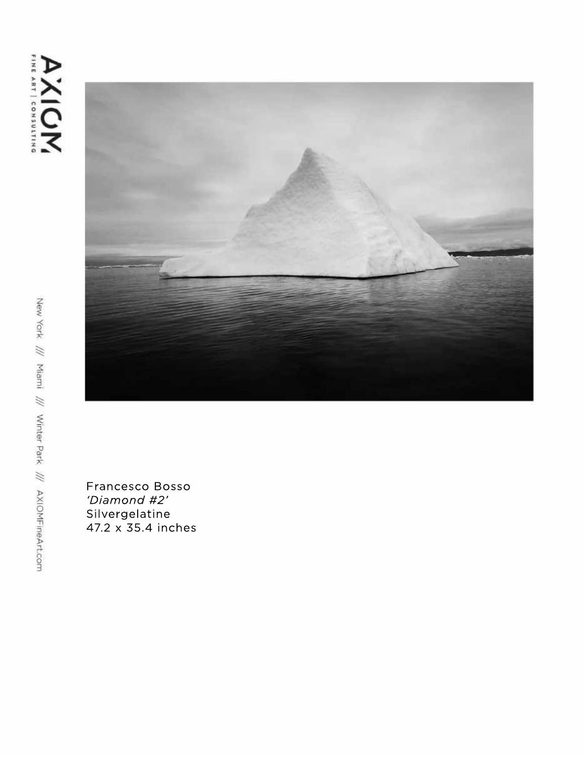Francesco Bosso
*'Diamond #2'*
Silvergelatine
47.2 x 35.4 inches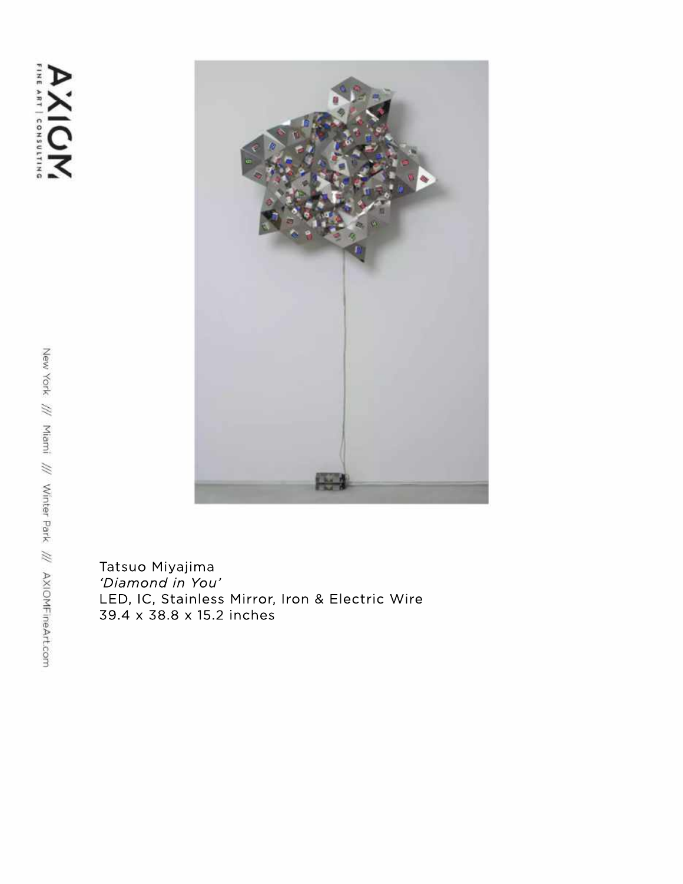Tatsuo Miyajima
*'Diamond in You'*
LED, IC, Stainless Mirror, Iron & Electric Wire
39.4 x 38.8 x 15.2 inches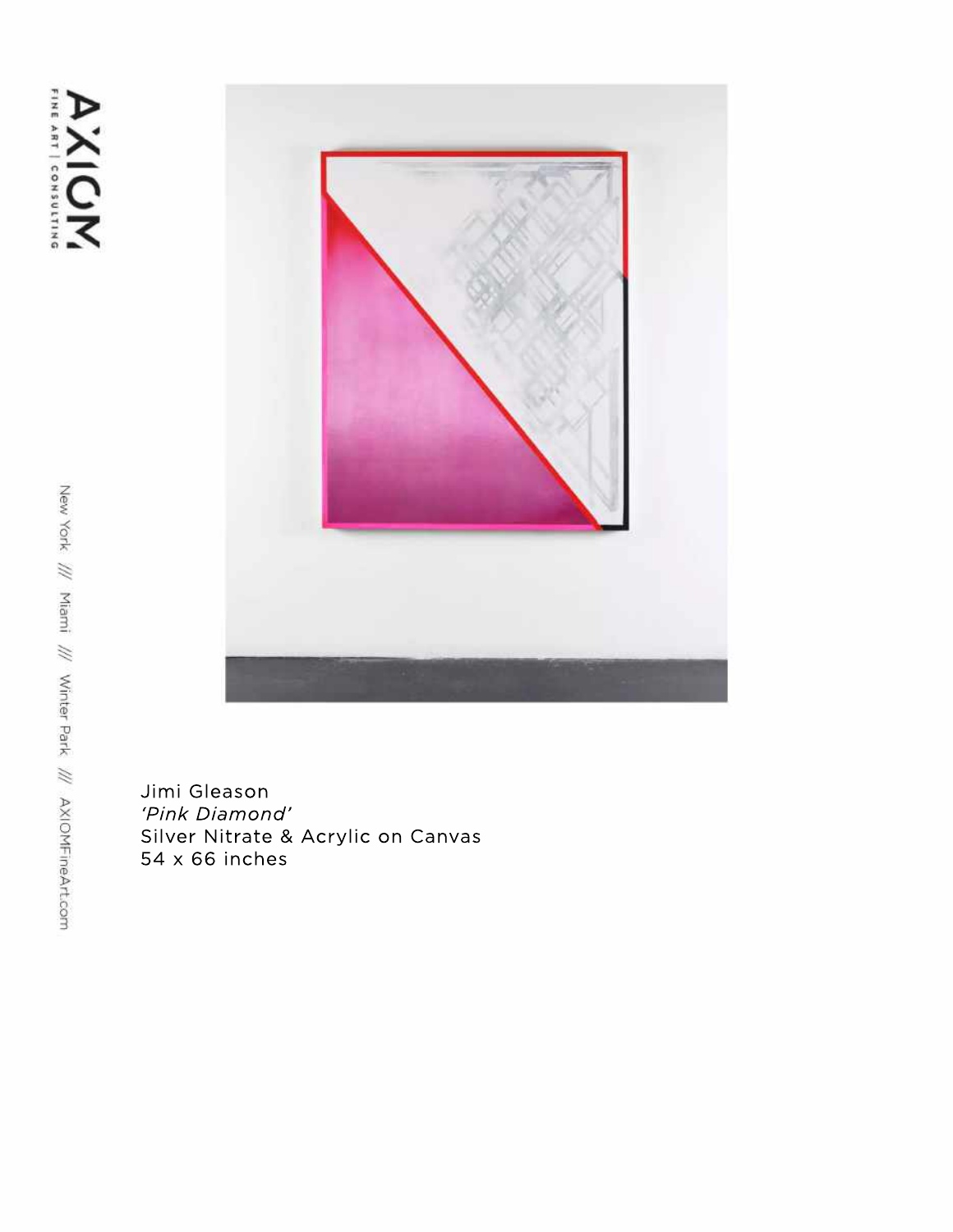Jimi Gleason
*'Pink Diamond'*
Silver Nitrate & Acrylic on Canvas
54 x 66 inches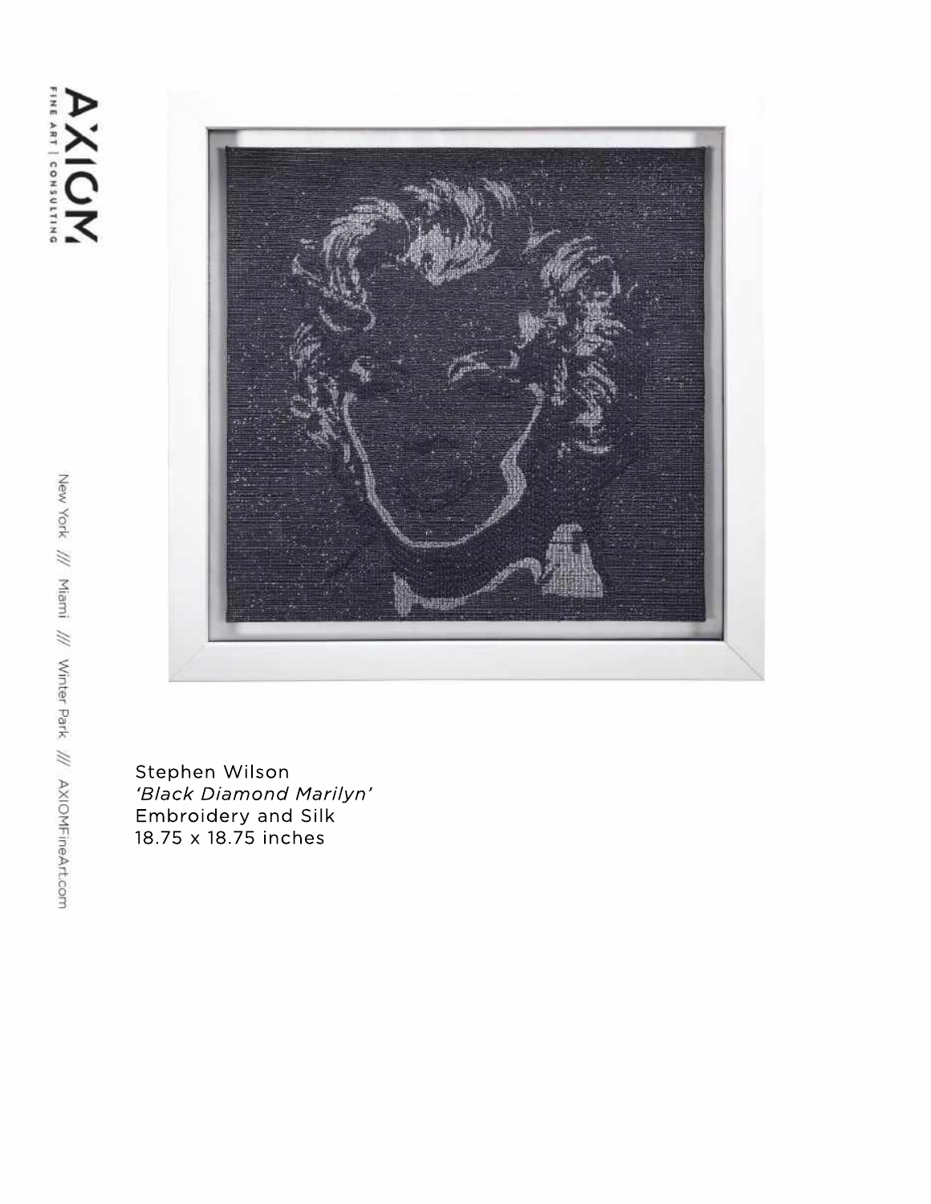Stephen Wilson
*'Black Diamond Marilyn'*
Embroidery and Silk
18.75 x 18.75 inches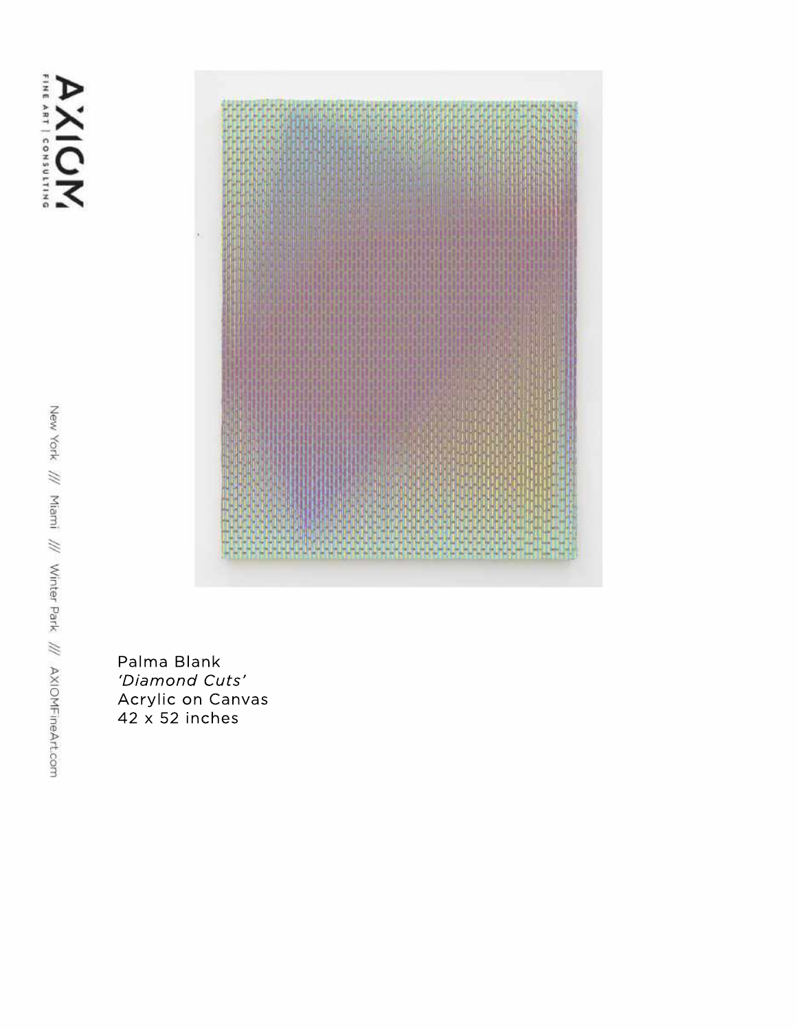Palma Blank
*'Diamond Cuts'*
Acrylic on Canvas
42 x 52 inches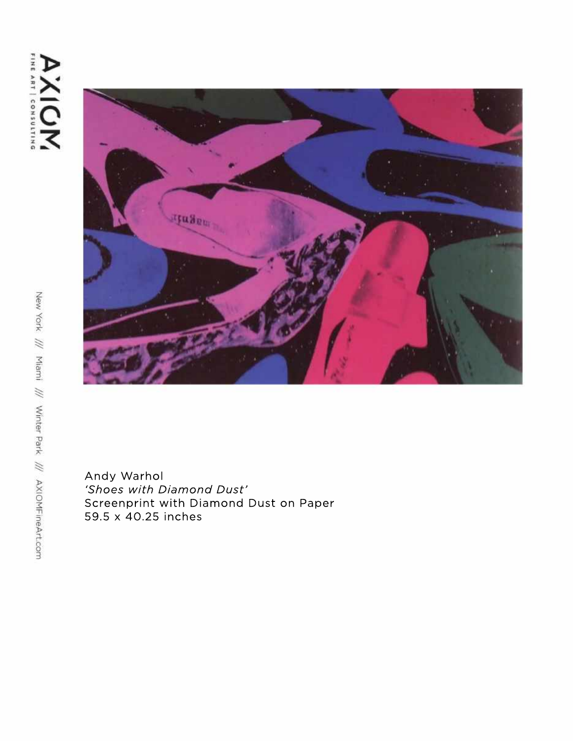Andy Warhol
*'Shoes with Diamond Dust'*
Screenprint with Diamond Dust on Paper
59.5 x 40.25 inches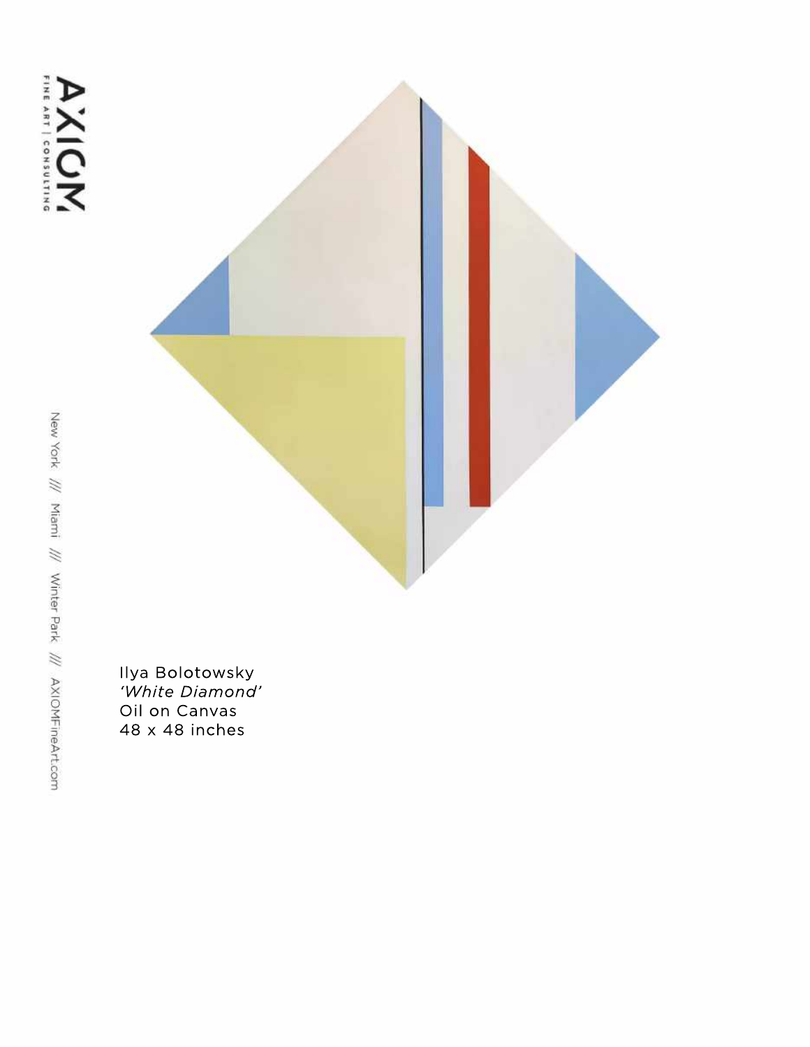Ilya Bolotowsky
*'White Diamond'*
Oil on Canvas
48 x 48 inches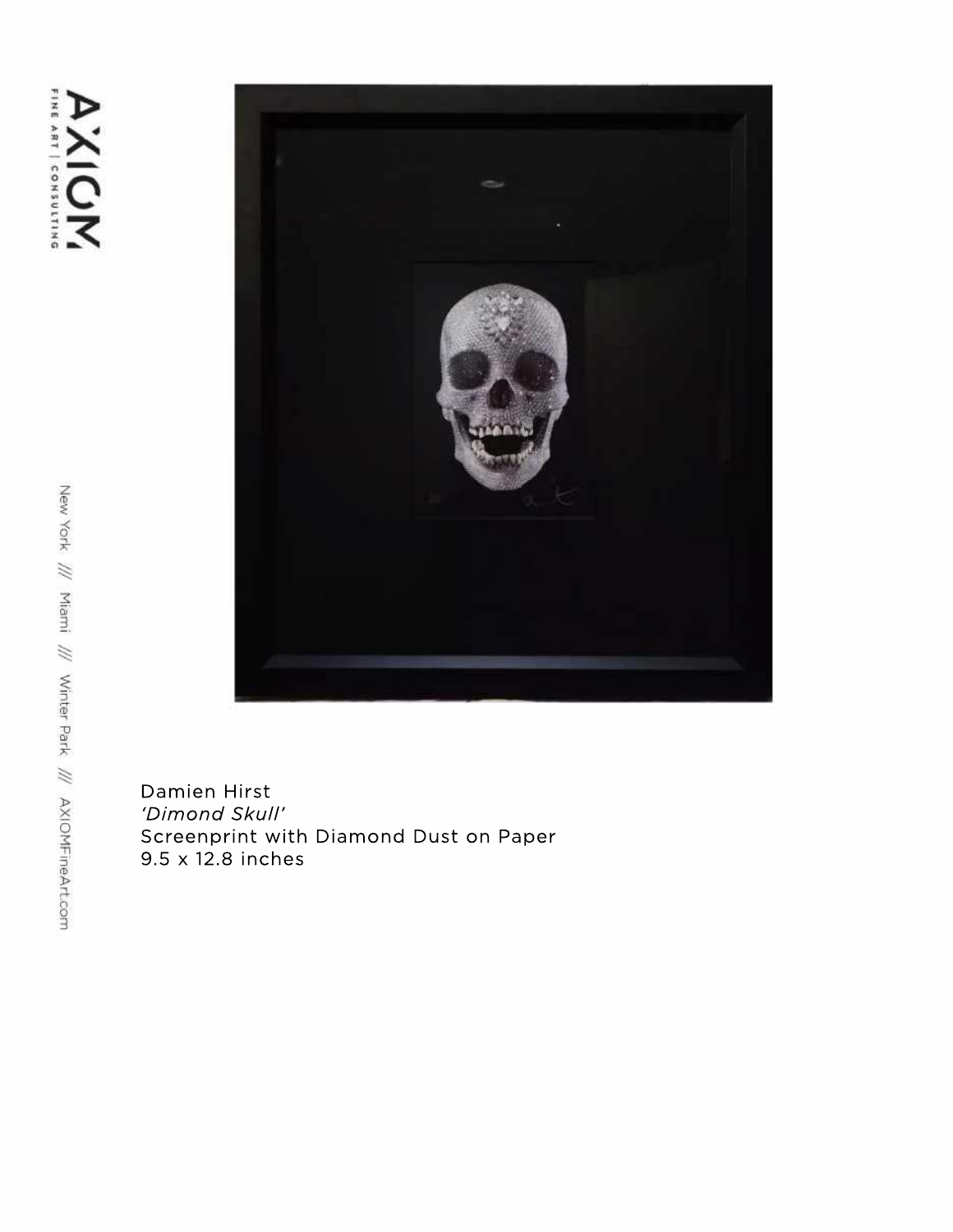Damien Hirst
*'Dimond Skull'*
Screenprint with Diamond Dust on Paper
9.5 x 12.8 inches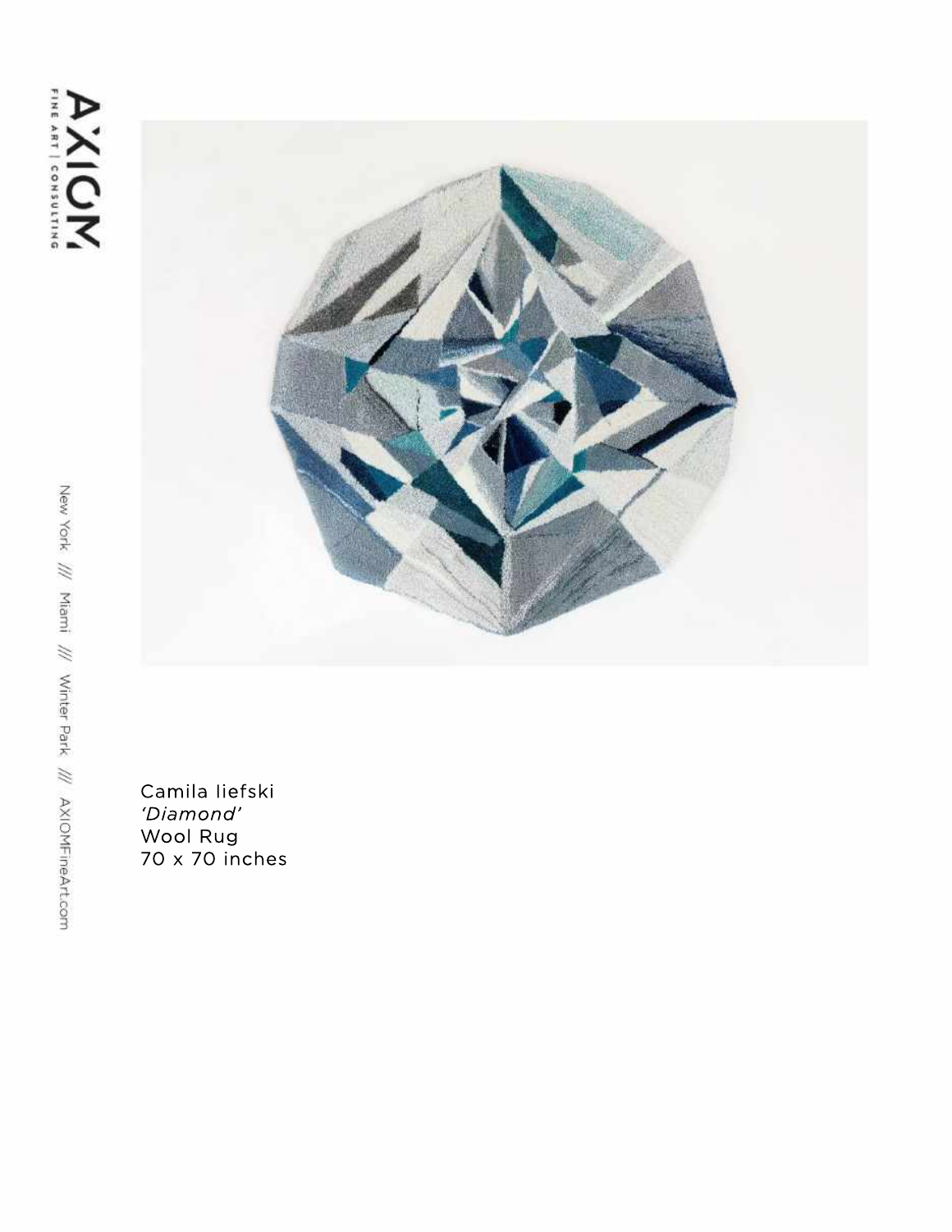Camila liefski
*'Diamond'*
Wool Rug
70 x 70 inches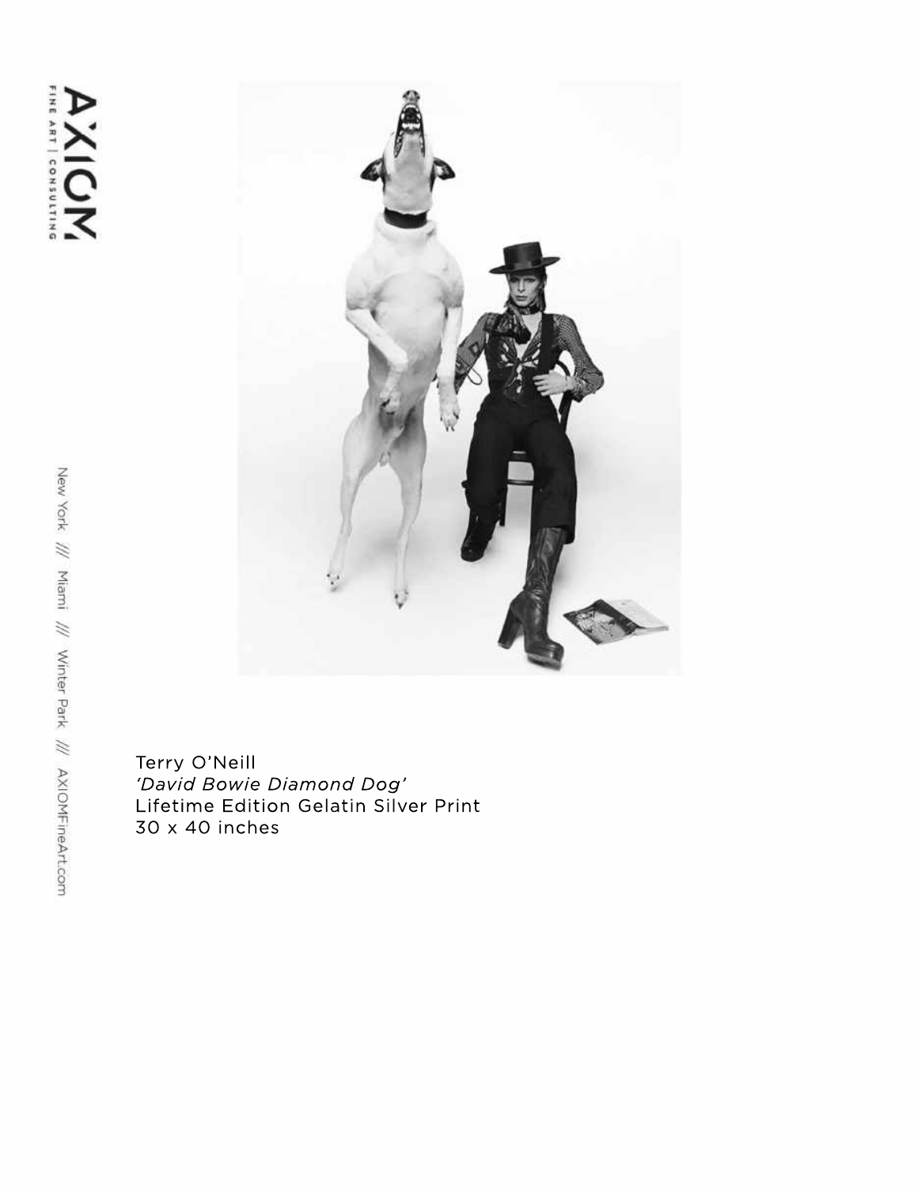Terry O'Neill
*'David Bowie Diamond Dog'*
Lifetime Edition Gelatin Silver Print
30 x 40 inches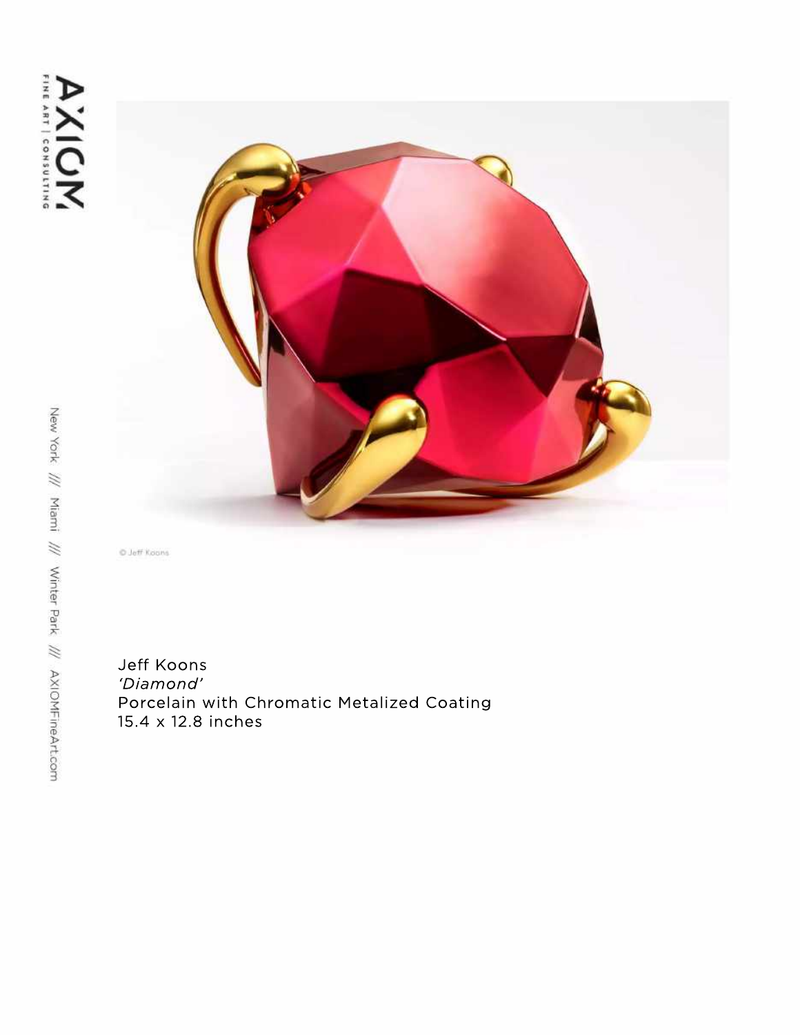© Jeff Koons

Jeff Koons
*'Diamond'*
Porcelain with Chromatic Metalized Coating
15.4 x 12.8 inches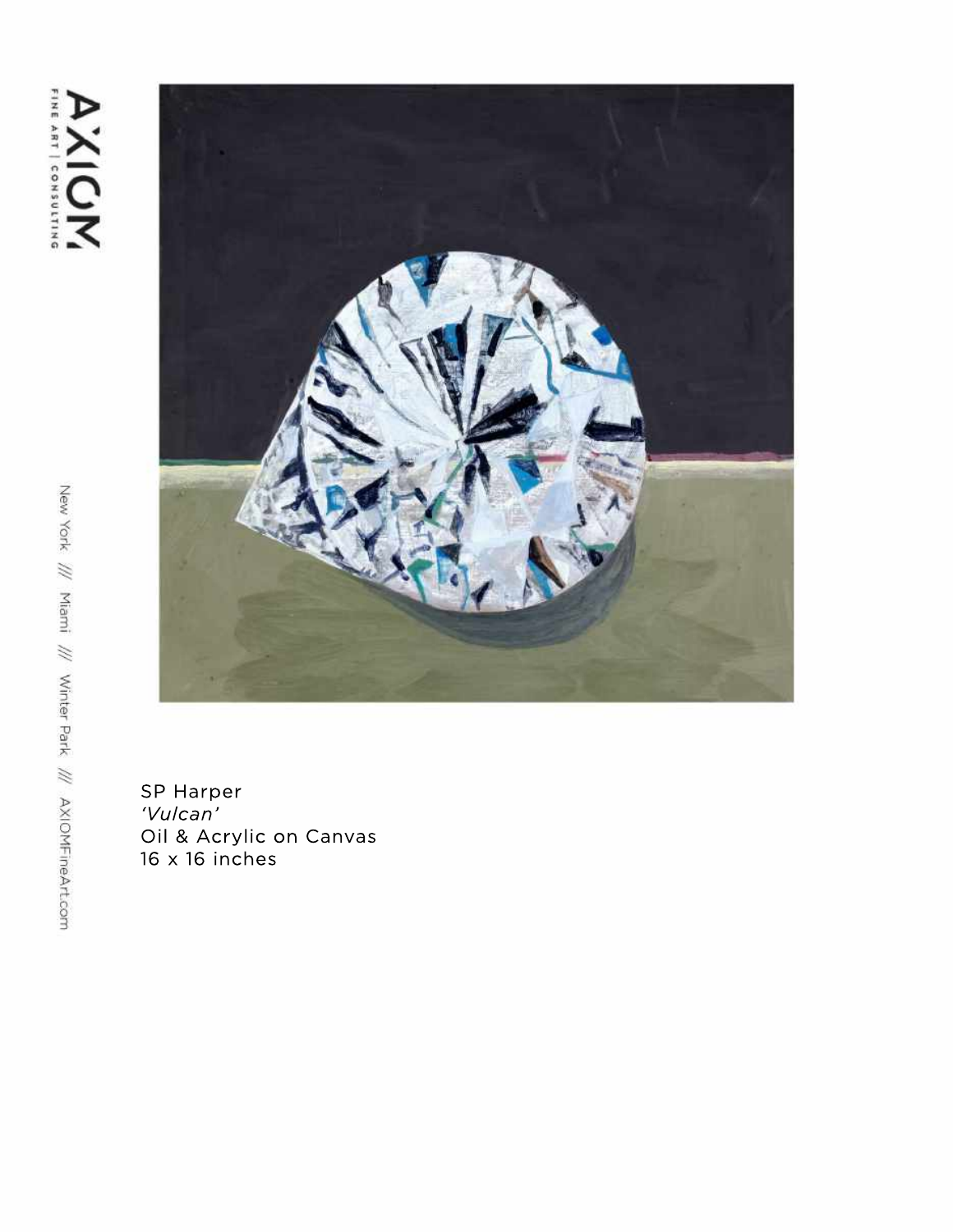SP Harper
*'Vulcan'*
Oil & Acrylic on Canvas
16 x 16 inches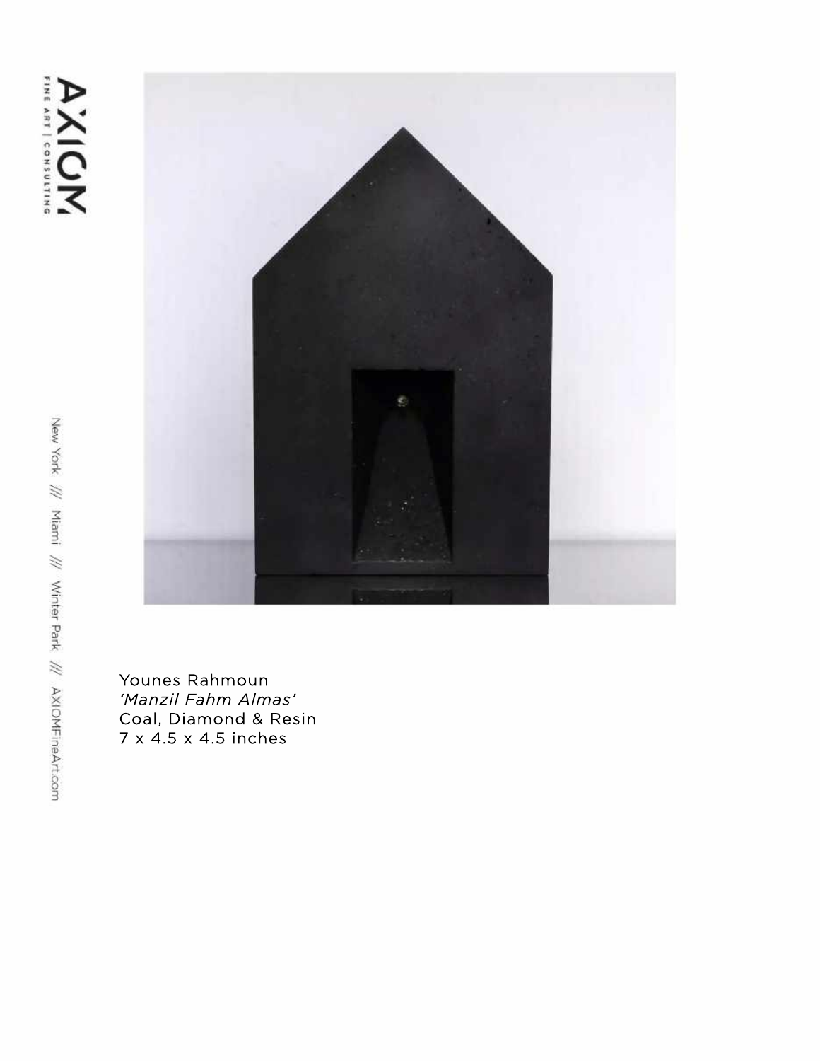Younes Rahmoun
*'Manzil Fahm Almas'*
Coal, Diamond & Resin
7 x 4.5 x 4.5 inches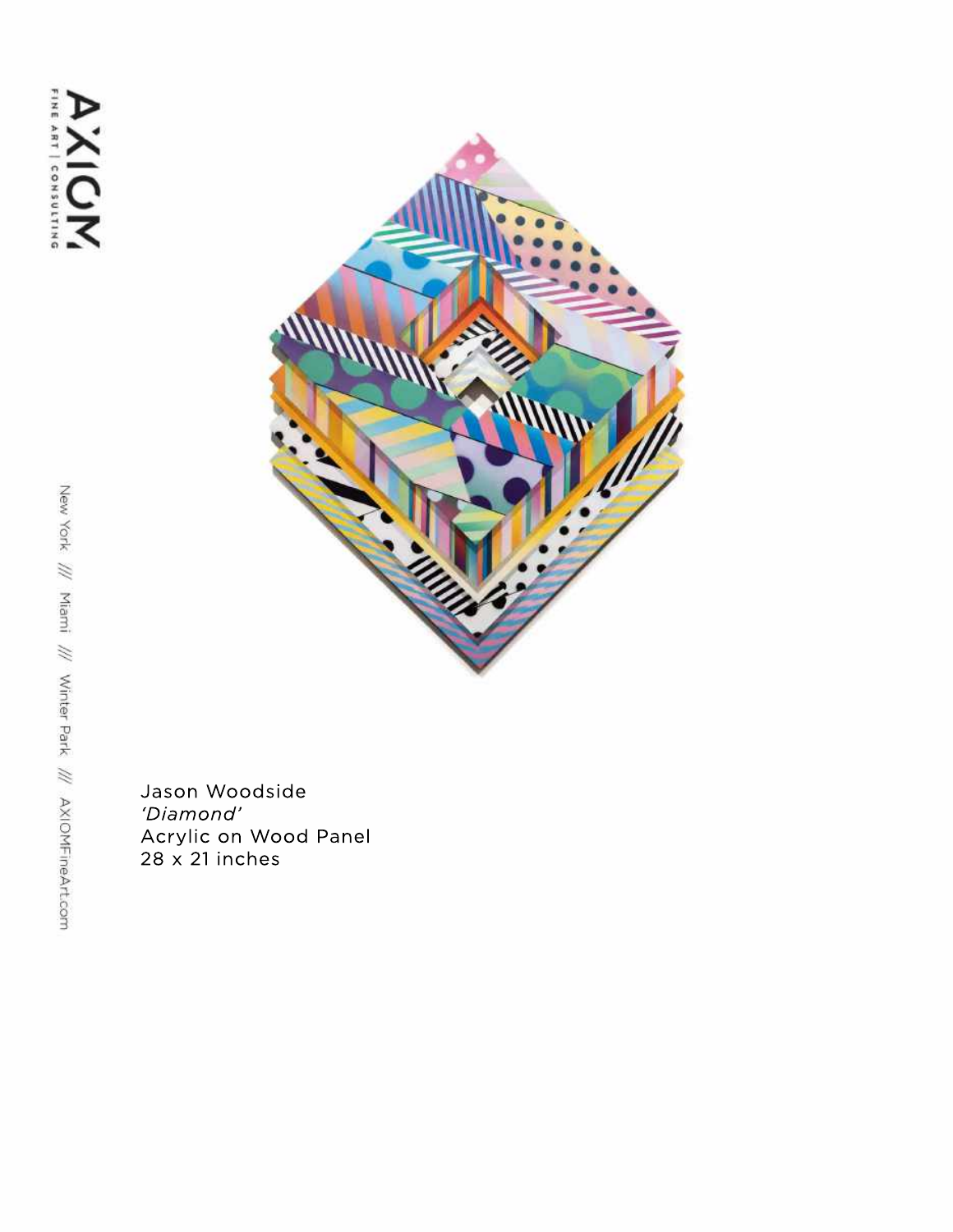Jason Woodside
*'Diamond'*
Acrylic on Wood Panel
28 x 21 inches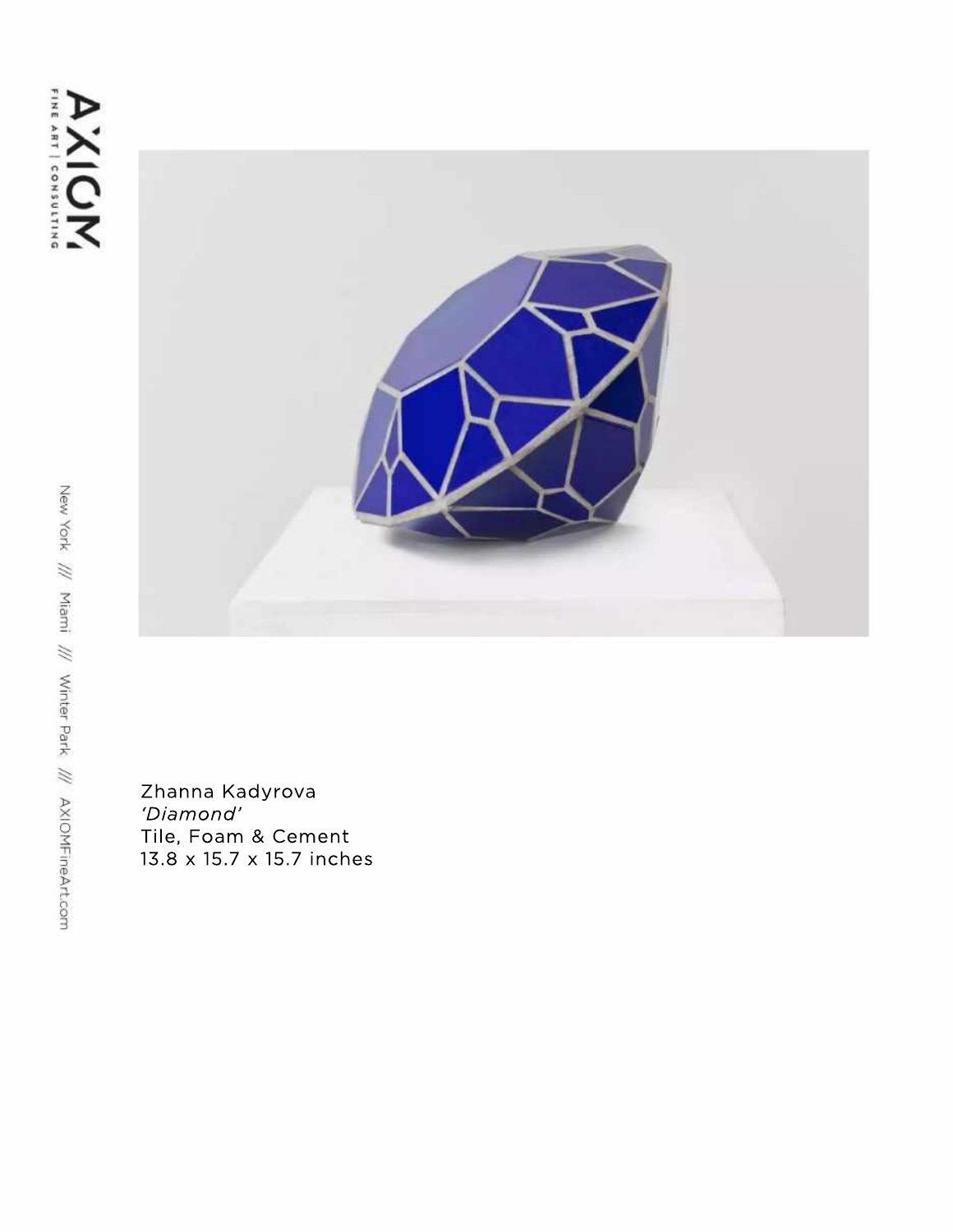Zhanna Kadyrova
*'Diamond'*
Tile, Foam & Cement
13.8 x 15.7 x 15.7 inches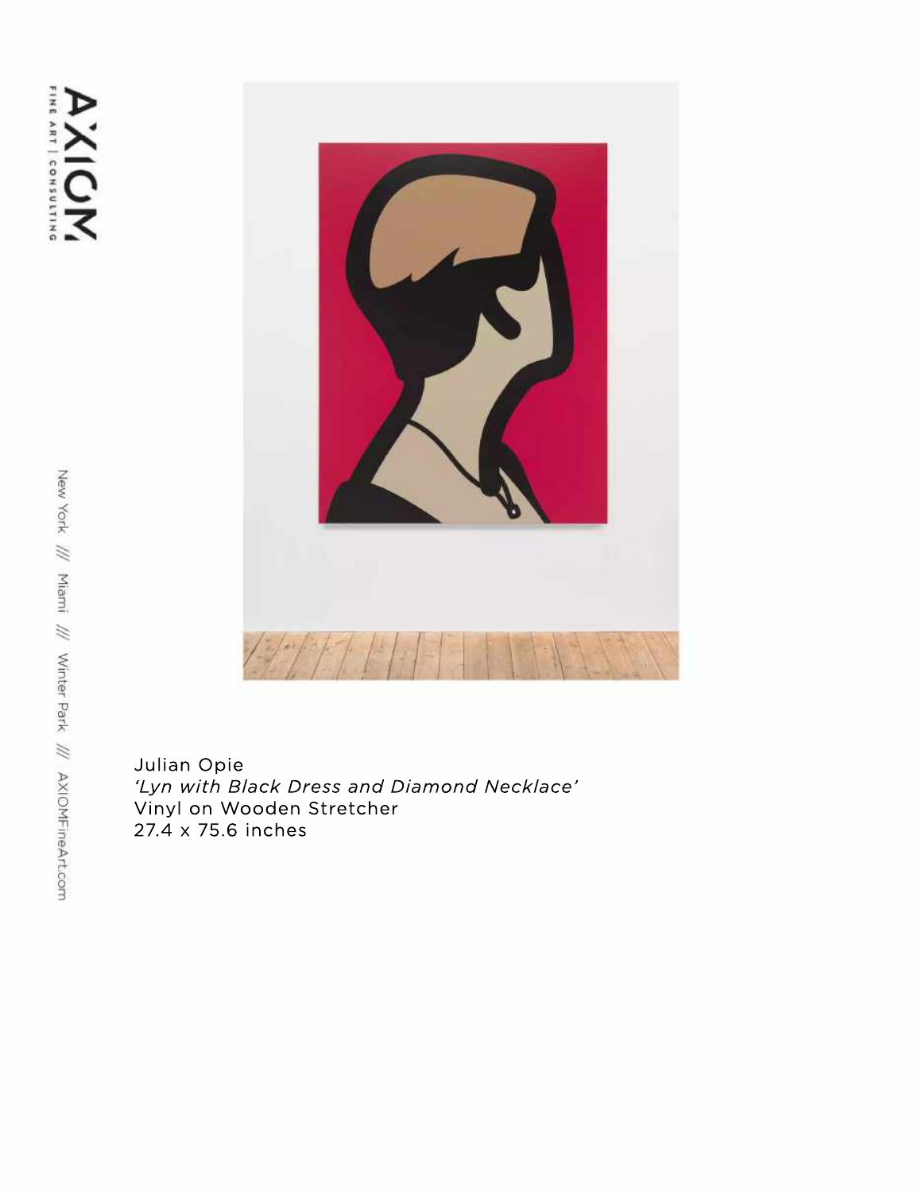Julian Opie
*'Lyn with Black Dress and Diamond Necklace'*
Vinyl on Wooden Stretcher
27.4 x 75.6 inches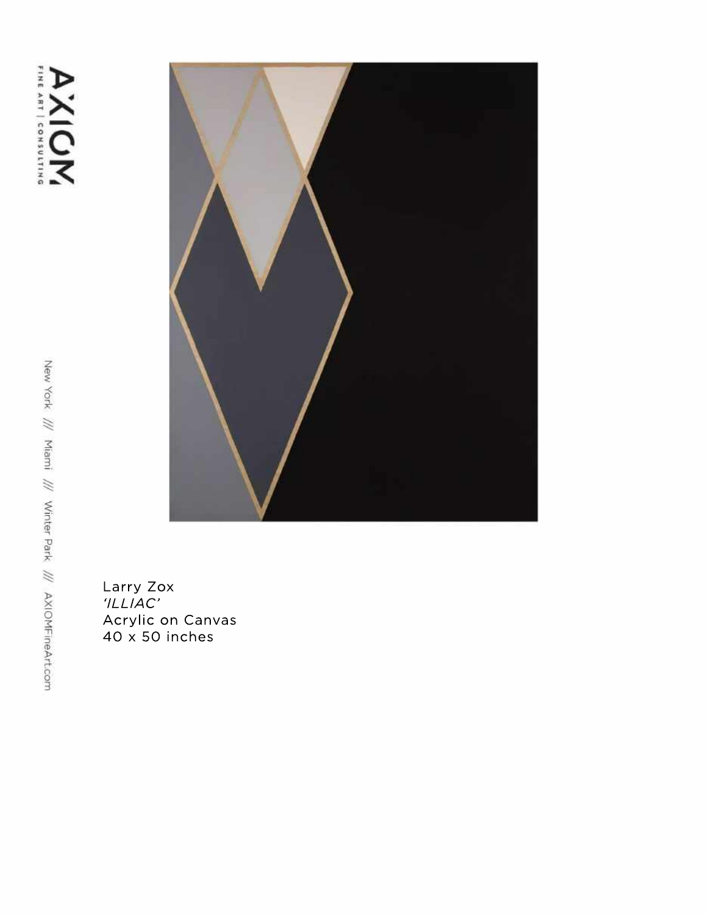Larry Zox
*'ILLIAC'*
Acrylic on Canvas
40 x 50 inches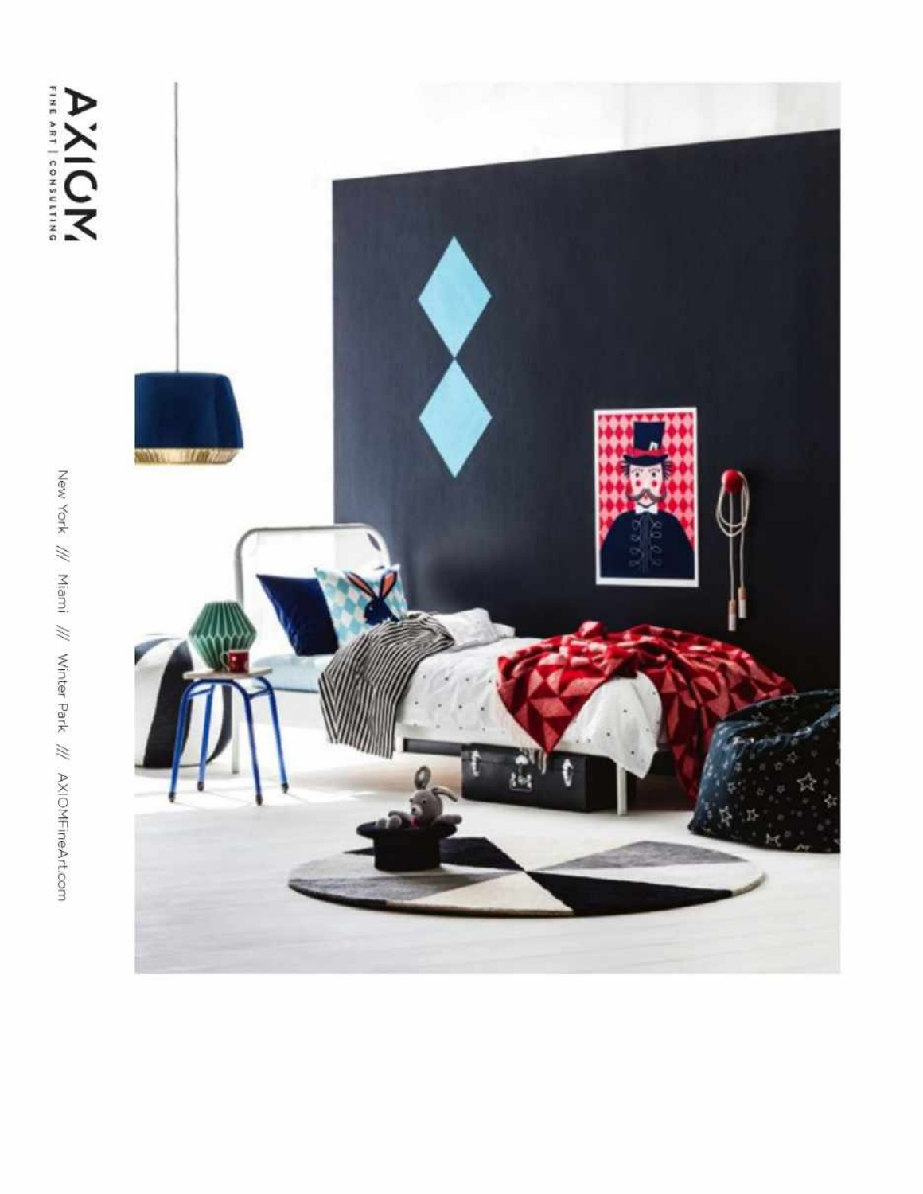AXIOM

FINE ART | CONSULTING

New York /// Miami /// Winter Park /// AXIOMFineArt.com